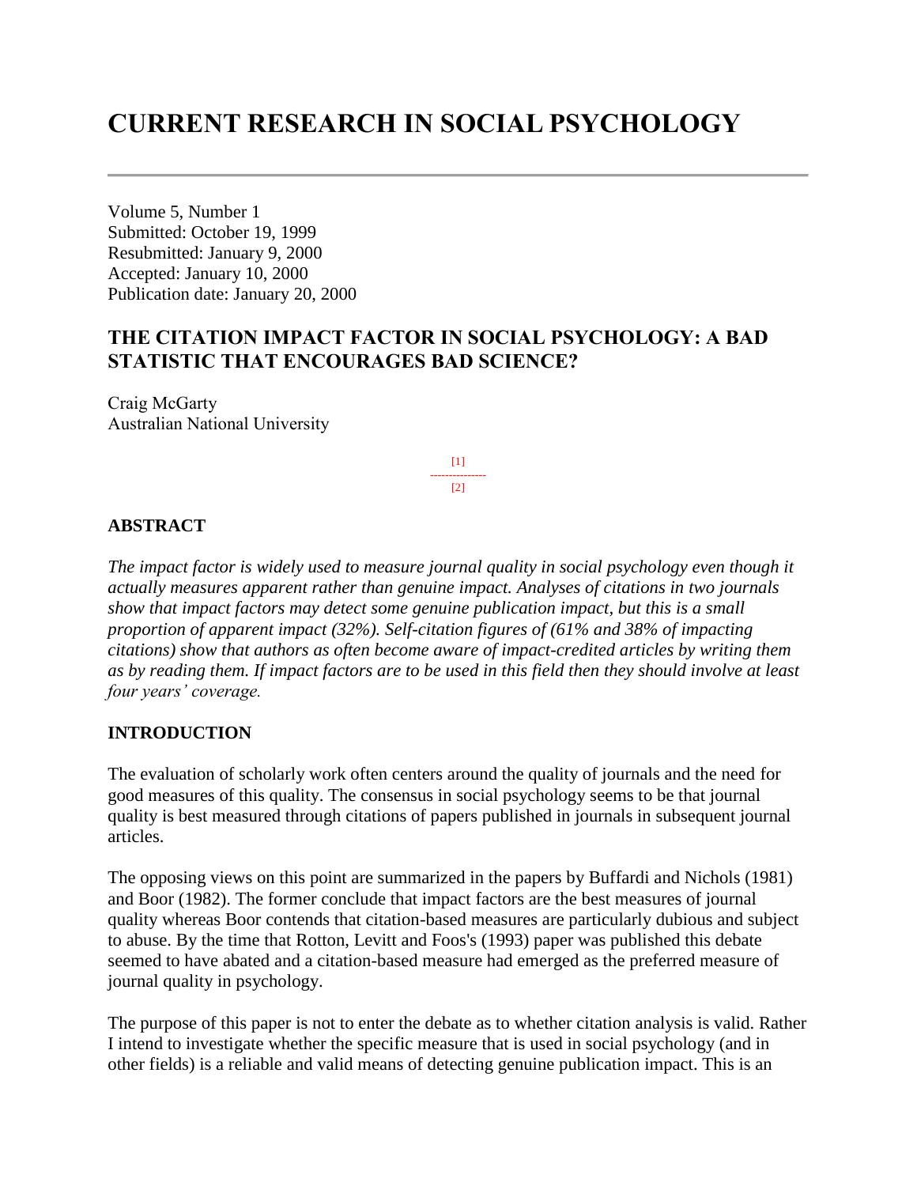# CURRENT RESEARCH IN SOCIAL PSYCHOLOGY

Volume 5, Number 1
Submitted: October 19, 1999
Resubmitted: January 9, 2000
Accepted: January 10, 2000
Publication date: January 20, 2000

## THE CITATION IMPACT FACTOR IN SOCIAL PSYCHOLOGY: A BAD STATISTIC THAT ENCOURAGES BAD SCIENCE?

Craig McGarty
Australian National University

[1]
---------------
[2]

### ABSTRACT

*The impact factor is widely used to measure journal quality in social psychology even though it actually measures apparent rather than genuine impact. Analyses of citations in two journals show that impact factors may detect some genuine publication impact, but this is a small proportion of apparent impact (32%). Self-citation figures of (61% and 38% of impacting citations) show that authors as often become aware of impact-credited articles by writing them as by reading them. If impact factors are to be used in this field then they should involve at least four years' coverage.*

### INTRODUCTION

The evaluation of scholarly work often centers around the quality of journals and the need for good measures of this quality. The consensus in social psychology seems to be that journal quality is best measured through citations of papers published in journals in subsequent journal articles.

The opposing views on this point are summarized in the papers by Buffardi and Nichols (1981) and Boor (1982). The former conclude that impact factors are the best measures of journal quality whereas Boor contends that citation-based measures are particularly dubious and subject to abuse. By the time that Rotton, Levitt and Foos's (1993) paper was published this debate seemed to have abated and a citation-based measure had emerged as the preferred measure of journal quality in psychology.

The purpose of this paper is not to enter the debate as to whether citation analysis is valid. Rather I intend to investigate whether the specific measure that is used in social psychology (and in other fields) is a reliable and valid means of detecting genuine publication impact. This is an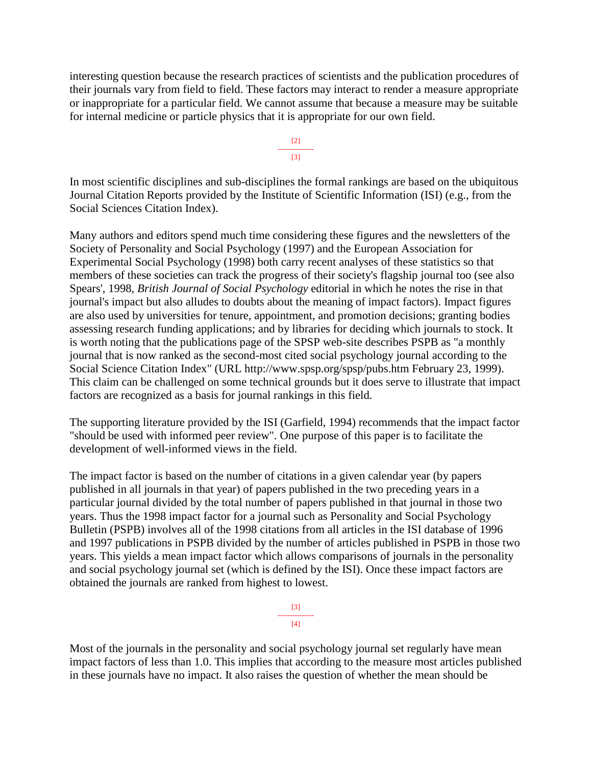interesting question because the research practices of scientists and the publication procedures of their journals vary from field to field. These factors may interact to render a measure appropriate or inappropriate for a particular field. We cannot assume that because a measure may be suitable for internal medicine or particle physics that it is appropriate for our own field.

In most scientific disciplines and sub-disciplines the formal rankings are based on the ubiquitous Journal Citation Reports provided by the Institute of Scientific Information (ISI) (e.g., from the Social Sciences Citation Index).

Many authors and editors spend much time considering these figures and the newsletters of the Society of Personality and Social Psychology (1997) and the European Association for Experimental Social Psychology (1998) both carry recent analyses of these statistics so that members of these societies can track the progress of their society's flagship journal too (see also Spears', 1998, *British Journal of Social Psychology* editorial in which he notes the rise in that journal's impact but also alludes to doubts about the meaning of impact factors). Impact figures are also used by universities for tenure, appointment, and promotion decisions; granting bodies assessing research funding applications; and by libraries for deciding which journals to stock. It is worth noting that the publications page of the SPSP web-site describes PSPB as "a monthly journal that is now ranked as the second-most cited social psychology journal according to the Social Science Citation Index" (URL http://www.spsp.org/spsp/pubs.htm February 23, 1999). This claim can be challenged on some technical grounds but it does serve to illustrate that impact factors are recognized as a basis for journal rankings in this field.

The supporting literature provided by the ISI (Garfield, 1994) recommends that the impact factor "should be used with informed peer review". One purpose of this paper is to facilitate the development of well-informed views in the field.

The impact factor is based on the number of citations in a given calendar year (by papers published in all journals in that year) of papers published in the two preceding years in a particular journal divided by the total number of papers published in that journal in those two years. Thus the 1998 impact factor for a journal such as Personality and Social Psychology Bulletin (PSPB) involves all of the 1998 citations from all articles in the ISI database of 1996 and 1997 publications in PSPB divided by the number of articles published in PSPB in those two years. This yields a mean impact factor which allows comparisons of journals in the personality and social psychology journal set (which is defined by the ISI). Once these impact factors are obtained the journals are ranked from highest to lowest.

Most of the journals in the personality and social psychology journal set regularly have mean impact factors of less than 1.0. This implies that according to the measure most articles published in these journals have no impact. It also raises the question of whether the mean should be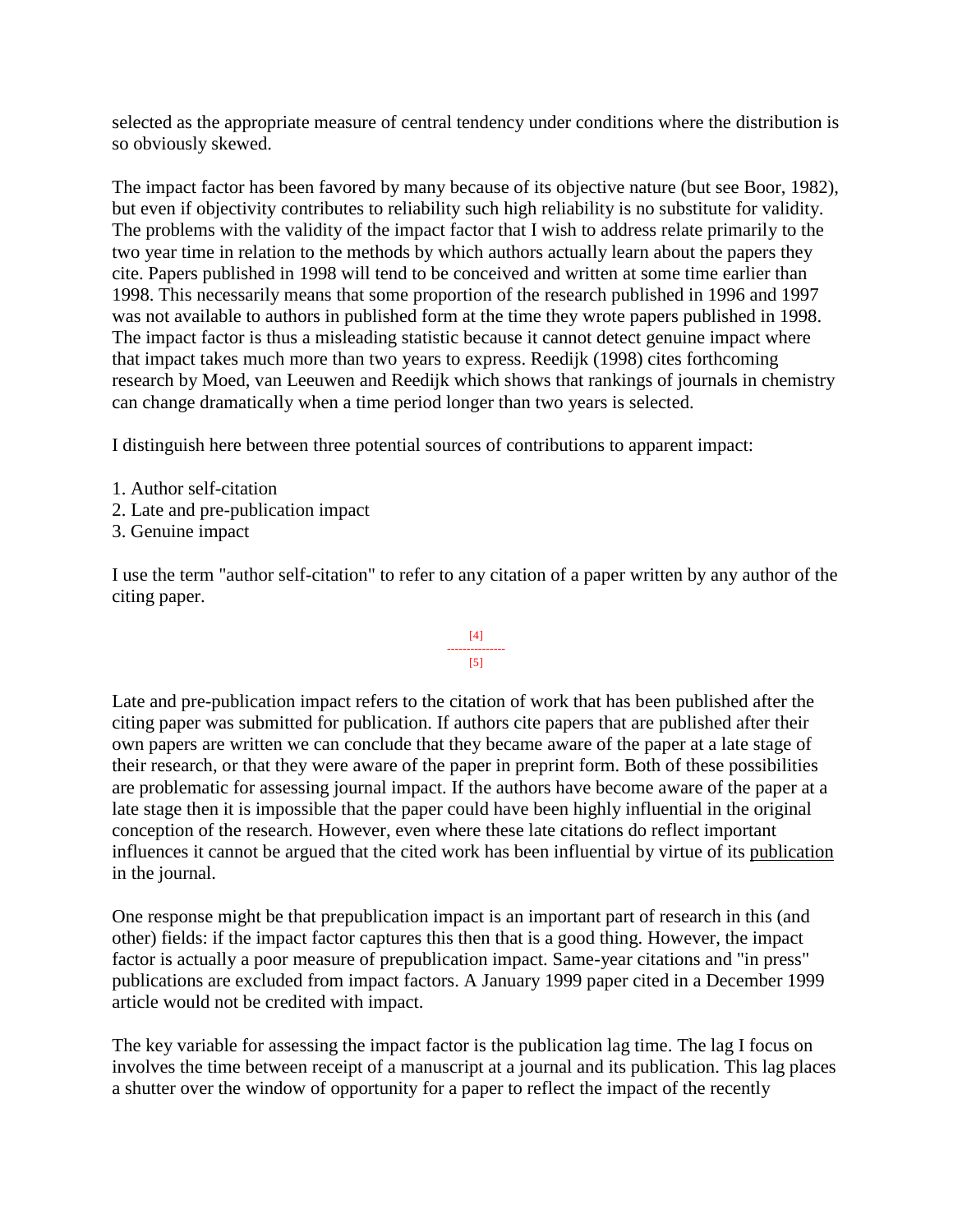selected as the appropriate measure of central tendency under conditions where the distribution is so obviously skewed.

The impact factor has been favored by many because of its objective nature (but see Boor, 1982), but even if objectivity contributes to reliability such high reliability is no substitute for validity. The problems with the validity of the impact factor that I wish to address relate primarily to the two year time in relation to the methods by which authors actually learn about the papers they cite. Papers published in 1998 will tend to be conceived and written at some time earlier than 1998. This necessarily means that some proportion of the research published in 1996 and 1997 was not available to authors in published form at the time they wrote papers published in 1998. The impact factor is thus a misleading statistic because it cannot detect genuine impact where that impact takes much more than two years to express. Reedijk (1998) cites forthcoming research by Moed, van Leeuwen and Reedijk which shows that rankings of journals in chemistry can change dramatically when a time period longer than two years is selected.

I distinguish here between three potential sources of contributions to apparent impact:

1. Author self-citation
2. Late and pre-publication impact
3. Genuine impact

I use the term "author self-citation" to refer to any citation of a paper written by any author of the citing paper.

Late and pre-publication impact refers to the citation of work that has been published after the citing paper was submitted for publication. If authors cite papers that are published after their own papers are written we can conclude that they became aware of the paper at a late stage of their research, or that they were aware of the paper in preprint form. Both of these possibilities are problematic for assessing journal impact. If the authors have become aware of the paper at a late stage then it is impossible that the paper could have been highly influential in the original conception of the research. However, even where these late citations do reflect important influences it cannot be argued that the cited work has been influential by virtue of its publication in the journal.

One response might be that prepublication impact is an important part of research in this (and other) fields: if the impact factor captures this then that is a good thing. However, the impact factor is actually a poor measure of prepublication impact. Same-year citations and "in press" publications are excluded from impact factors. A January 1999 paper cited in a December 1999 article would not be credited with impact.

The key variable for assessing the impact factor is the publication lag time. The lag I focus on involves the time between receipt of a manuscript at a journal and its publication. This lag places a shutter over the window of opportunity for a paper to reflect the impact of the recently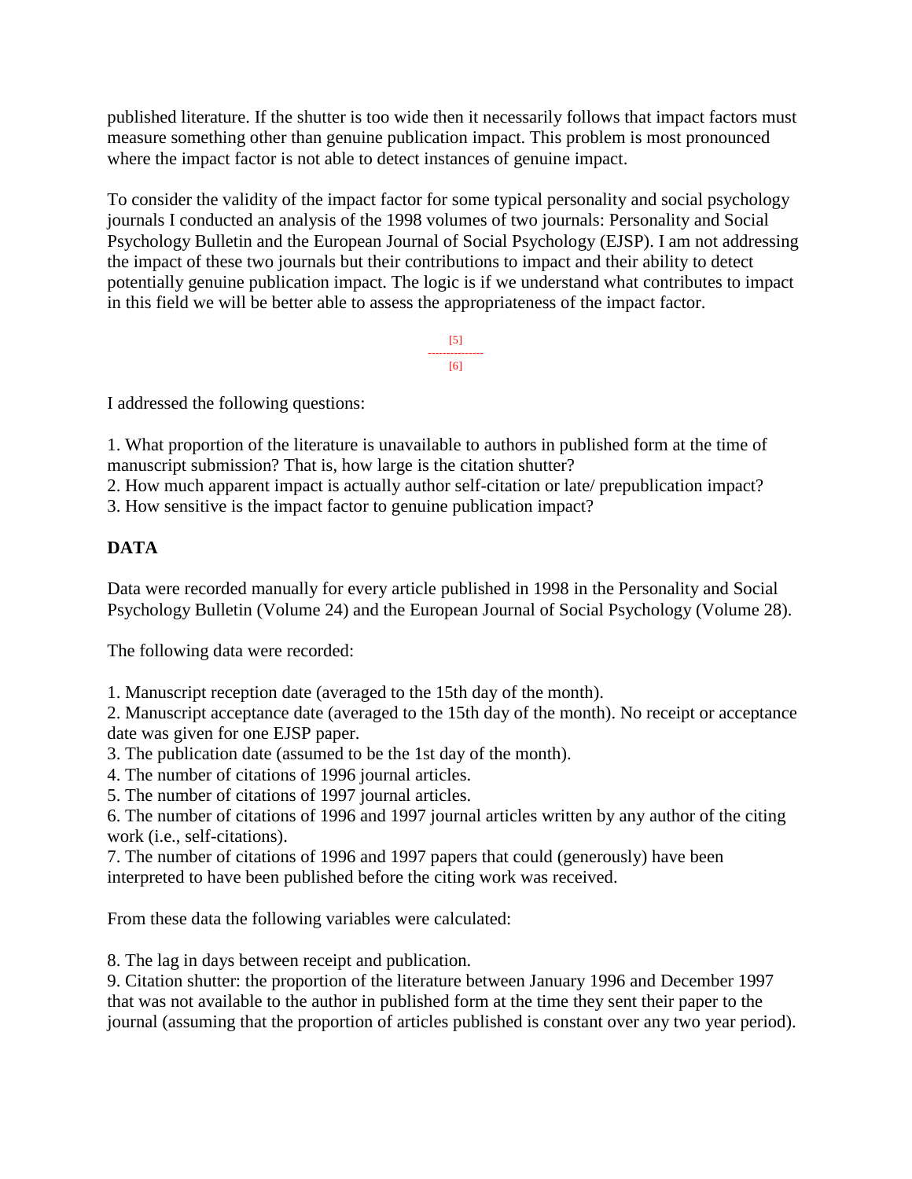published literature. If the shutter is too wide then it necessarily follows that impact factors must measure something other than genuine publication impact. This problem is most pronounced where the impact factor is not able to detect instances of genuine impact.

To consider the validity of the impact factor for some typical personality and social psychology journals I conducted an analysis of the 1998 volumes of two journals: Personality and Social Psychology Bulletin and the European Journal of Social Psychology (EJSP). I am not addressing the impact of these two journals but their contributions to impact and their ability to detect potentially genuine publication impact. The logic is if we understand what contributes to impact in this field we will be better able to assess the appropriateness of the impact factor.

[5]
---------------
[6]

I addressed the following questions:

1. What proportion of the literature is unavailable to authors in published form at the time of manuscript submission? That is, how large is the citation shutter?
2. How much apparent impact is actually author self-citation or late/ prepublication impact?
3. How sensitive is the impact factor to genuine publication impact?

## DATA

Data were recorded manually for every article published in 1998 in the Personality and Social Psychology Bulletin (Volume 24) and the European Journal of Social Psychology (Volume 28).

The following data were recorded:

1. Manuscript reception date (averaged to the 15th day of the month).
2. Manuscript acceptance date (averaged to the 15th day of the month). No receipt or acceptance date was given for one EJSP paper.
3. The publication date (assumed to be the 1st day of the month).
4. The number of citations of 1996 journal articles.
5. The number of citations of 1997 journal articles.
6. The number of citations of 1996 and 1997 journal articles written by any author of the citing work (i.e., self-citations).
7. The number of citations of 1996 and 1997 papers that could (generously) have been interpreted to have been published before the citing work was received.

From these data the following variables were calculated:

8. The lag in days between receipt and publication.
9. Citation shutter: the proportion of the literature between January 1996 and December 1997 that was not available to the author in published form at the time they sent their paper to the journal (assuming that the proportion of articles published is constant over any two year period).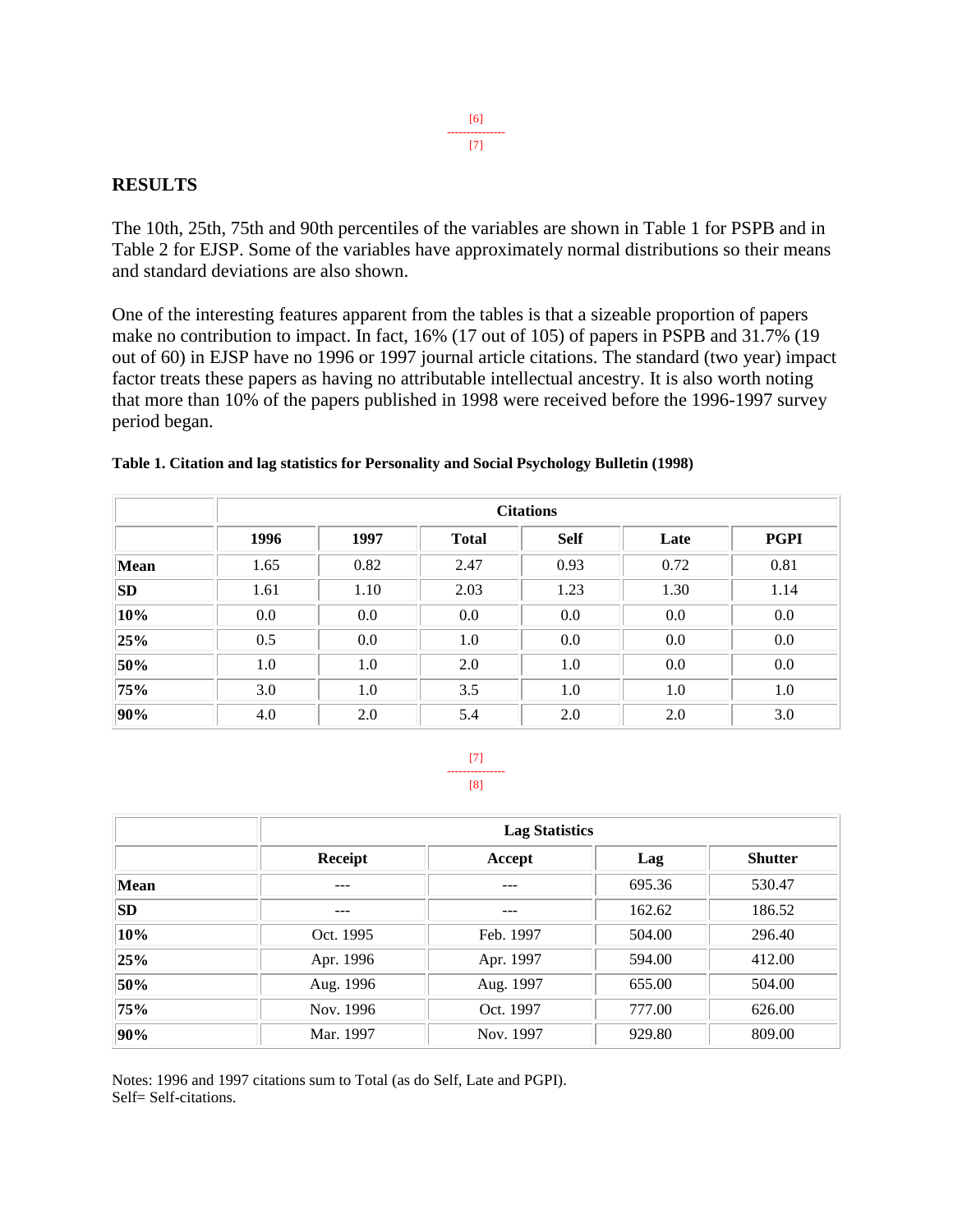## RESULTS

The 10th, 25th, 75th and 90th percentiles of the variables are shown in Table 1 for PSPB and in Table 2 for EJSP. Some of the variables have approximately normal distributions so their means and standard deviations are also shown.

One of the interesting features apparent from the tables is that a sizeable proportion of papers make no contribution to impact. In fact, 16% (17 out of 105) of papers in PSPB and 31.7% (19 out of 60) in EJSP have no 1996 or 1997 journal article citations. The standard (two year) impact factor treats these papers as having no attributable intellectual ancestry. It is also worth noting that more than 10% of the papers published in 1998 were received before the 1996-1997 survey period began.

**Table 1. Citation and lag statistics for Personality and Social Psychology Bulletin (1998)**

| | Citations | | | | | |
|---|---|---|---|---|---|---|
| | **1996** | **1997** | **Total** | **Self** | **Late** | **PGPI** |
| **Mean** | 1.65 | 0.82 | 2.47 | 0.93 | 0.72 | 0.81 |
| **SD** | 1.61 | 1.10 | 2.03 | 1.23 | 1.30 | 1.14 |
| **10%** | 0.0 | 0.0 | 0.0 | 0.0 | 0.0 | 0.0 |
| **25%** | 0.5 | 0.0 | 1.0 | 0.0 | 0.0 | 0.0 |
| **50%** | 1.0 | 1.0 | 2.0 | 1.0 | 0.0 | 0.0 |
| **75%** | 3.0 | 1.0 | 3.5 | 1.0 | 1.0 | 1.0 |
| **90%** | 4.0 | 2.0 | 5.4 | 2.0 | 2.0 | 3.0 |

| | Lag Statistics | | | |
|---|---|---|---|---|
| | **Receipt** | **Accept** | **Lag** | **Shutter** |
| **Mean** | --- | --- | 695.36 | 530.47 |
| **SD** | --- | --- | 162.62 | 186.52 |
| **10%** | Oct. 1995 | Feb. 1997 | 504.00 | 296.40 |
| **25%** | Apr. 1996 | Apr. 1997 | 594.00 | 412.00 |
| **50%** | Aug. 1996 | Aug. 1997 | 655.00 | 504.00 |
| **75%** | Nov. 1996 | Oct. 1997 | 777.00 | 626.00 |
| **90%** | Mar. 1997 | Nov. 1997 | 929.80 | 809.00 |

Notes: 1996 and 1997 citations sum to Total (as do Self, Late and PGPI).
Self= Self-citations.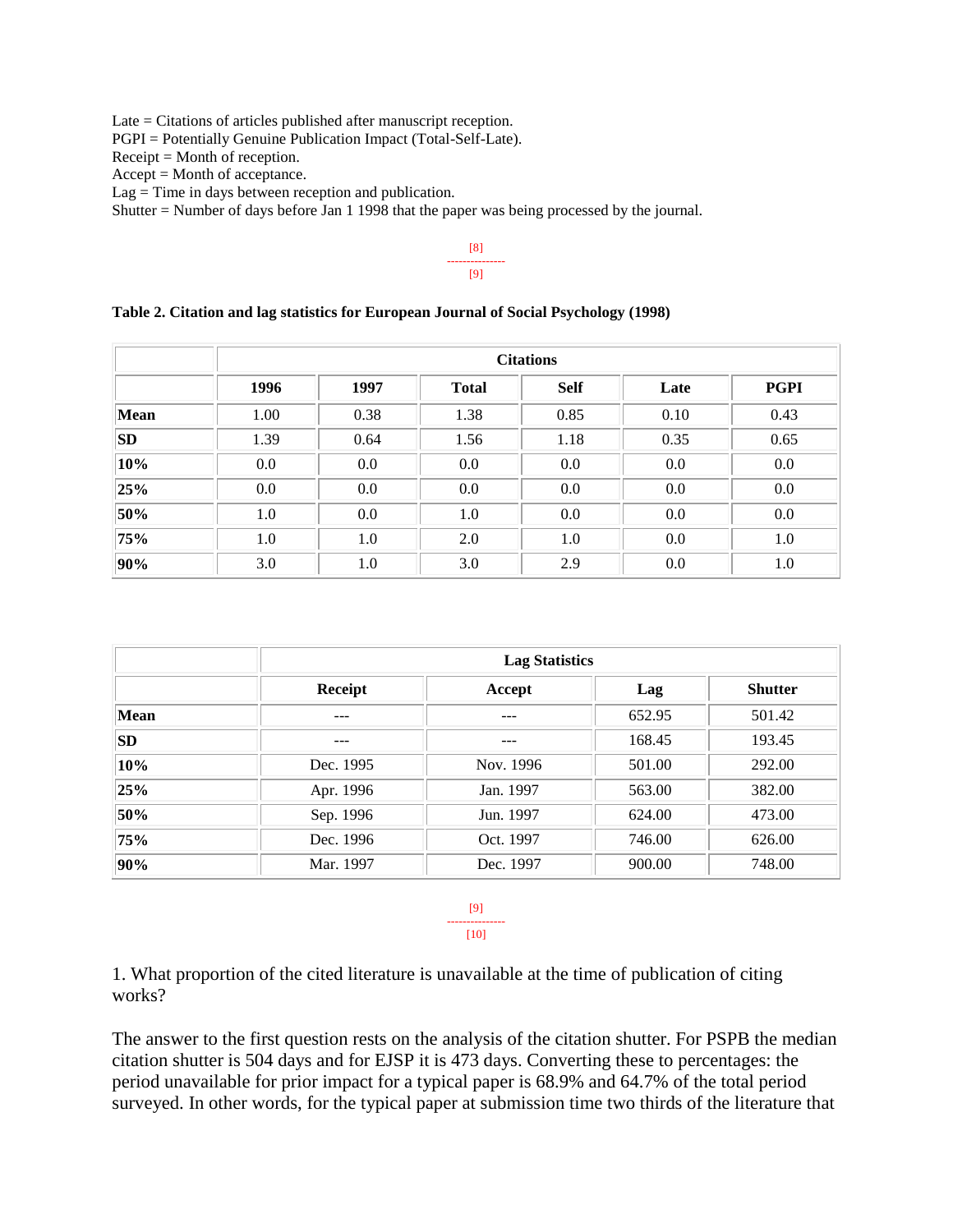Late = Citations of articles published after manuscript reception.
PGPI = Potentially Genuine Publication Impact (Total-Self-Late).
Receipt = Month of reception.
Accept = Month of acceptance.
Lag = Time in days between reception and publication.
Shutter = Number of days before Jan 1 1998 that the paper was being processed by the journal.

[8]
---------------
[9]

**Table 2. Citation and lag statistics for European Journal of Social Psychology (1998)**

| | Citations | | | | | |
|---|---|---|---|---|---|---|
| | **1996** | **1997** | **Total** | **Self** | **Late** | **PGPI** |
| **Mean** | 1.00 | 0.38 | 1.38 | 0.85 | 0.10 | 0.43 |
| **SD** | 1.39 | 0.64 | 1.56 | 1.18 | 0.35 | 0.65 |
| **10%** | 0.0 | 0.0 | 0.0 | 0.0 | 0.0 | 0.0 |
| **25%** | 0.0 | 0.0 | 0.0 | 0.0 | 0.0 | 0.0 |
| **50%** | 1.0 | 0.0 | 1.0 | 0.0 | 0.0 | 0.0 |
| **75%** | 1.0 | 1.0 | 2.0 | 1.0 | 0.0 | 1.0 |
| **90%** | 3.0 | 1.0 | 3.0 | 2.9 | 0.0 | 1.0 |

| | Lag Statistics | | | |
|---|---|---|---|---|
| | **Receipt** | **Accept** | **Lag** | **Shutter** |
| **Mean** | --- | --- | 652.95 | 501.42 |
| **SD** | --- | --- | 168.45 | 193.45 |
| **10%** | Dec. 1995 | Nov. 1996 | 501.00 | 292.00 |
| **25%** | Apr. 1996 | Jan. 1997 | 563.00 | 382.00 |
| **50%** | Sep. 1996 | Jun. 1997 | 624.00 | 473.00 |
| **75%** | Dec. 1996 | Oct. 1997 | 746.00 | 626.00 |
| **90%** | Mar. 1997 | Dec. 1997 | 900.00 | 748.00 |

[9]
---------------
[10]

1. What proportion of the cited literature is unavailable at the time of publication of citing works?

The answer to the first question rests on the analysis of the citation shutter. For PSPB the median citation shutter is 504 days and for EJSP it is 473 days. Converting these to percentages: the period unavailable for prior impact for a typical paper is 68.9% and 64.7% of the total period surveyed. In other words, for the typical paper at submission time two thirds of the literature that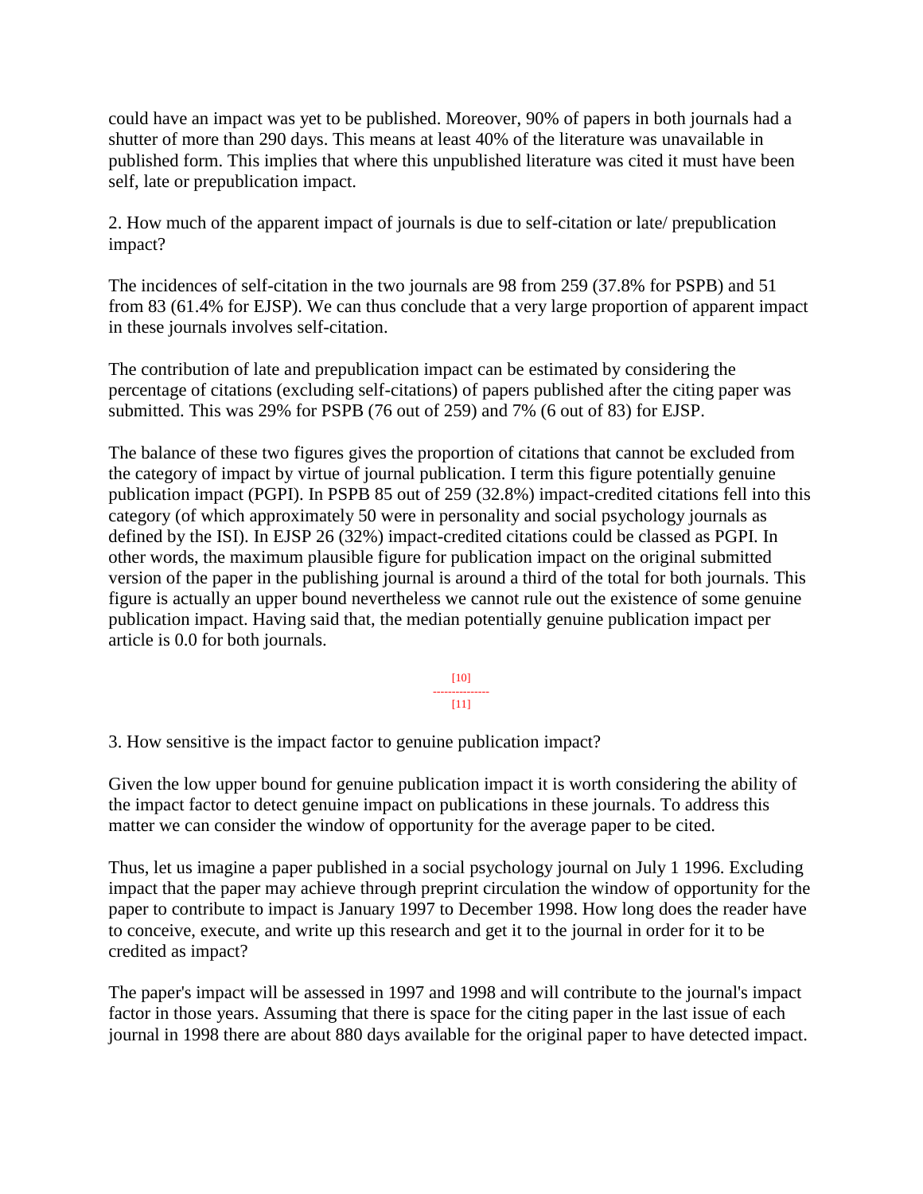could have an impact was yet to be published. Moreover, 90% of papers in both journals had a shutter of more than 290 days. This means at least 40% of the literature was unavailable in published form. This implies that where this unpublished literature was cited it must have been self, late or prepublication impact.

2. How much of the apparent impact of journals is due to self-citation or late/ prepublication impact?

The incidences of self-citation in the two journals are 98 from 259 (37.8% for PSPB) and 51 from 83 (61.4% for EJSP). We can thus conclude that a very large proportion of apparent impact in these journals involves self-citation.

The contribution of late and prepublication impact can be estimated by considering the percentage of citations (excluding self-citations) of papers published after the citing paper was submitted. This was 29% for PSPB (76 out of 259) and 7% (6 out of 83) for EJSP.

The balance of these two figures gives the proportion of citations that cannot be excluded from the category of impact by virtue of journal publication. I term this figure potentially genuine publication impact (PGPI). In PSPB 85 out of 259 (32.8%) impact-credited citations fell into this category (of which approximately 50 were in personality and social psychology journals as defined by the ISI). In EJSP 26 (32%) impact-credited citations could be classed as PGPI. In other words, the maximum plausible figure for publication impact on the original submitted version of the paper in the publishing journal is around a third of the total for both journals. This figure is actually an upper bound nevertheless we cannot rule out the existence of some genuine publication impact. Having said that, the median potentially genuine publication impact per article is 0.0 for both journals.

3. How sensitive is the impact factor to genuine publication impact?

Given the low upper bound for genuine publication impact it is worth considering the ability of the impact factor to detect genuine impact on publications in these journals. To address this matter we can consider the window of opportunity for the average paper to be cited.

Thus, let us imagine a paper published in a social psychology journal on July 1 1996. Excluding impact that the paper may achieve through preprint circulation the window of opportunity for the paper to contribute to impact is January 1997 to December 1998. How long does the reader have to conceive, execute, and write up this research and get it to the journal in order for it to be credited as impact?

The paper's impact will be assessed in 1997 and 1998 and will contribute to the journal's impact factor in those years. Assuming that there is space for the citing paper in the last issue of each journal in 1998 there are about 880 days available for the original paper to have detected impact.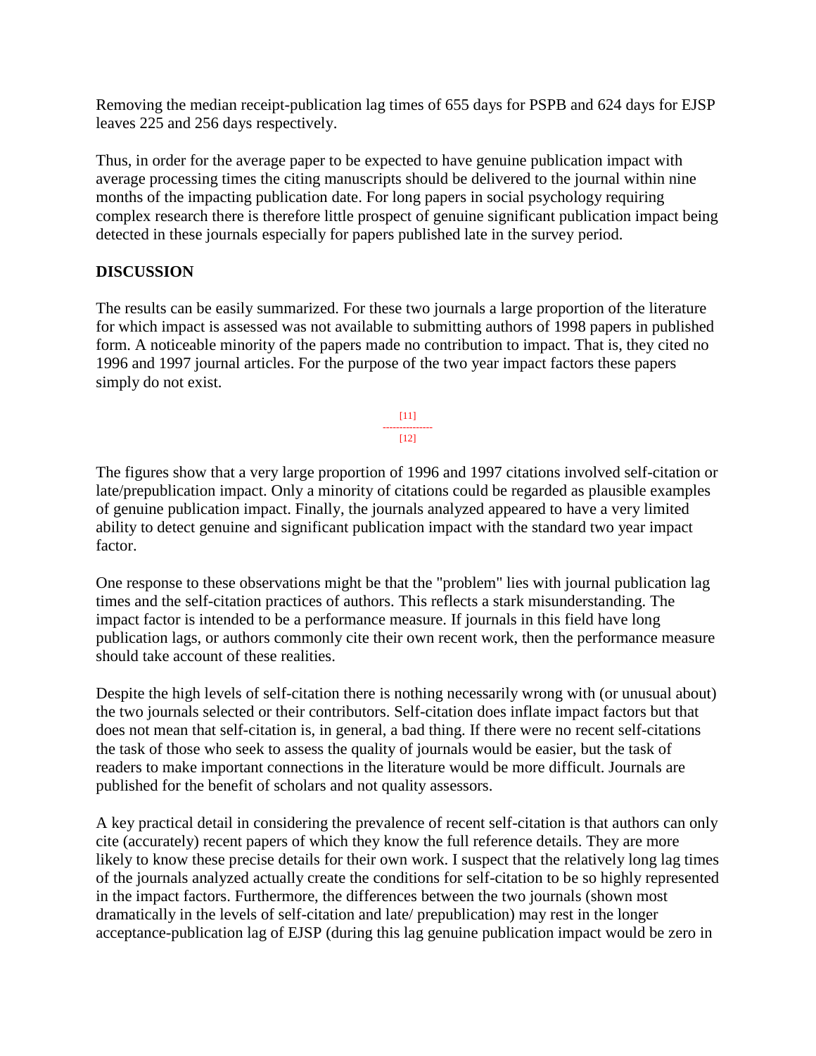Removing the median receipt-publication lag times of 655 days for PSPB and 624 days for EJSP leaves 225 and 256 days respectively.

Thus, in order for the average paper to be expected to have genuine publication impact with average processing times the citing manuscripts should be delivered to the journal within nine months of the impacting publication date. For long papers in social psychology requiring complex research there is therefore little prospect of genuine significant publication impact being detected in these journals especially for papers published late in the survey period.

## DISCUSSION

The results can be easily summarized. For these two journals a large proportion of the literature for which impact is assessed was not available to submitting authors of 1998 papers in published form. A noticeable minority of the papers made no contribution to impact. That is, they cited no 1996 and 1997 journal articles. For the purpose of the two year impact factors these papers simply do not exist.

The figures show that a very large proportion of 1996 and 1997 citations involved self-citation or late/prepublication impact. Only a minority of citations could be regarded as plausible examples of genuine publication impact. Finally, the journals analyzed appeared to have a very limited ability to detect genuine and significant publication impact with the standard two year impact factor.

One response to these observations might be that the "problem" lies with journal publication lag times and the self-citation practices of authors. This reflects a stark misunderstanding. The impact factor is intended to be a performance measure. If journals in this field have long publication lags, or authors commonly cite their own recent work, then the performance measure should take account of these realities.

Despite the high levels of self-citation there is nothing necessarily wrong with (or unusual about) the two journals selected or their contributors. Self-citation does inflate impact factors but that does not mean that self-citation is, in general, a bad thing. If there were no recent self-citations the task of those who seek to assess the quality of journals would be easier, but the task of readers to make important connections in the literature would be more difficult. Journals are published for the benefit of scholars and not quality assessors.

A key practical detail in considering the prevalence of recent self-citation is that authors can only cite (accurately) recent papers of which they know the full reference details. They are more likely to know these precise details for their own work. I suspect that the relatively long lag times of the journals analyzed actually create the conditions for self-citation to be so highly represented in the impact factors. Furthermore, the differences between the two journals (shown most dramatically in the levels of self-citation and late/ prepublication) may rest in the longer acceptance-publication lag of EJSP (during this lag genuine publication impact would be zero in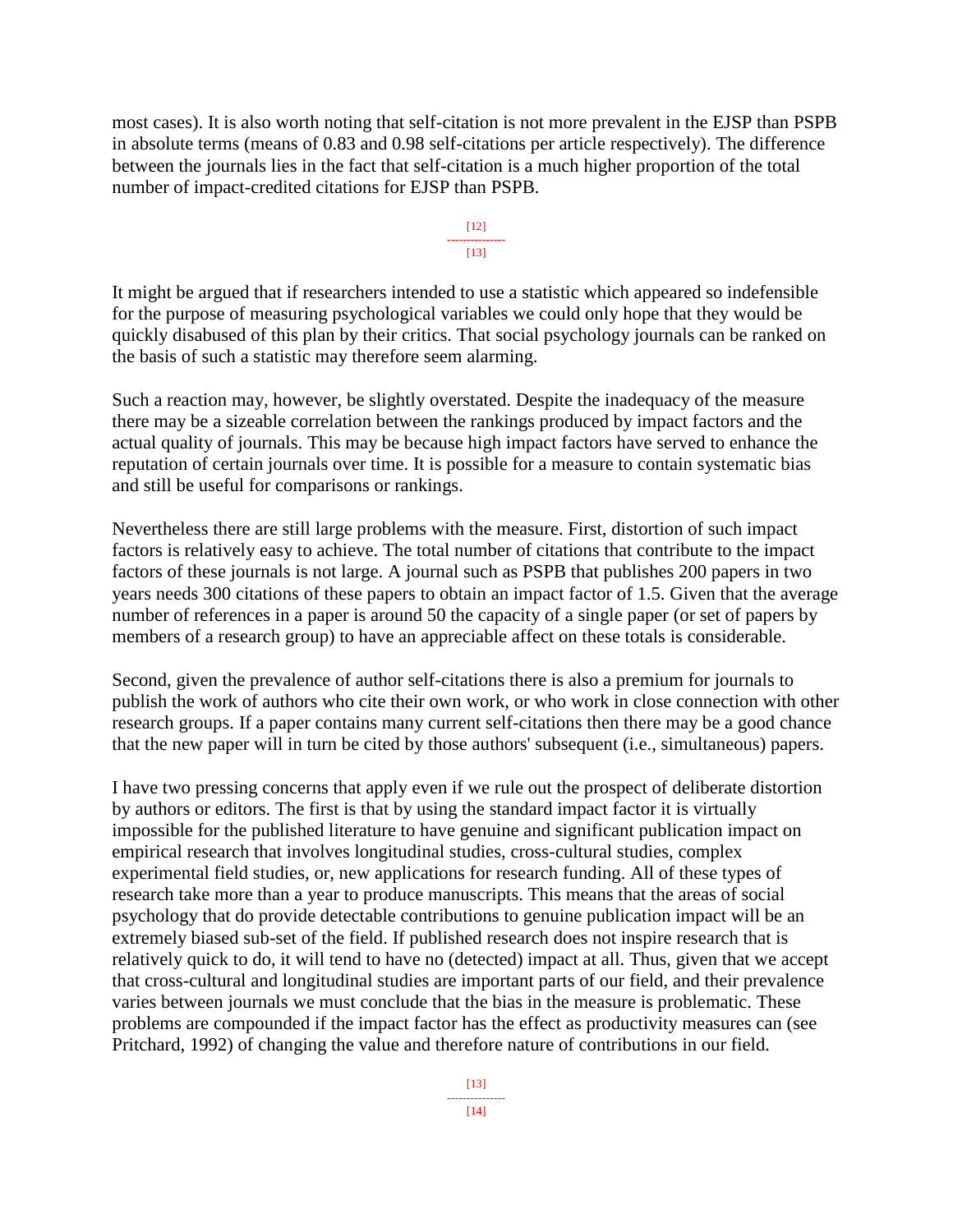most cases). It is also worth noting that self-citation is not more prevalent in the EJSP than PSPB in absolute terms (means of 0.83 and 0.98 self-citations per article respectively). The difference between the journals lies in the fact that self-citation is a much higher proportion of the total number of impact-credited citations for EJSP than PSPB.

It might be argued that if researchers intended to use a statistic which appeared so indefensible for the purpose of measuring psychological variables we could only hope that they would be quickly disabused of this plan by their critics. That social psychology journals can be ranked on the basis of such a statistic may therefore seem alarming.

Such a reaction may, however, be slightly overstated. Despite the inadequacy of the measure there may be a sizeable correlation between the rankings produced by impact factors and the actual quality of journals. This may be because high impact factors have served to enhance the reputation of certain journals over time. It is possible for a measure to contain systematic bias and still be useful for comparisons or rankings.

Nevertheless there are still large problems with the measure. First, distortion of such impact factors is relatively easy to achieve. The total number of citations that contribute to the impact factors of these journals is not large. A journal such as PSPB that publishes 200 papers in two years needs 300 citations of these papers to obtain an impact factor of 1.5. Given that the average number of references in a paper is around 50 the capacity of a single paper (or set of papers by members of a research group) to have an appreciable affect on these totals is considerable.

Second, given the prevalence of author self-citations there is also a premium for journals to publish the work of authors who cite their own work, or who work in close connection with other research groups. If a paper contains many current self-citations then there may be a good chance that the new paper will in turn be cited by those authors' subsequent (i.e., simultaneous) papers.

I have two pressing concerns that apply even if we rule out the prospect of deliberate distortion by authors or editors. The first is that by using the standard impact factor it is virtually impossible for the published literature to have genuine and significant publication impact on empirical research that involves longitudinal studies, cross-cultural studies, complex experimental field studies, or, new applications for research funding. All of these types of research take more than a year to produce manuscripts. This means that the areas of social psychology that do provide detectable contributions to genuine publication impact will be an extremely biased sub-set of the field. If published research does not inspire research that is relatively quick to do, it will tend to have no (detected) impact at all. Thus, given that we accept that cross-cultural and longitudinal studies are important parts of our field, and their prevalence varies between journals we must conclude that the bias in the measure is problematic. These problems are compounded if the impact factor has the effect as productivity measures can (see Pritchard, 1992) of changing the value and therefore nature of contributions in our field.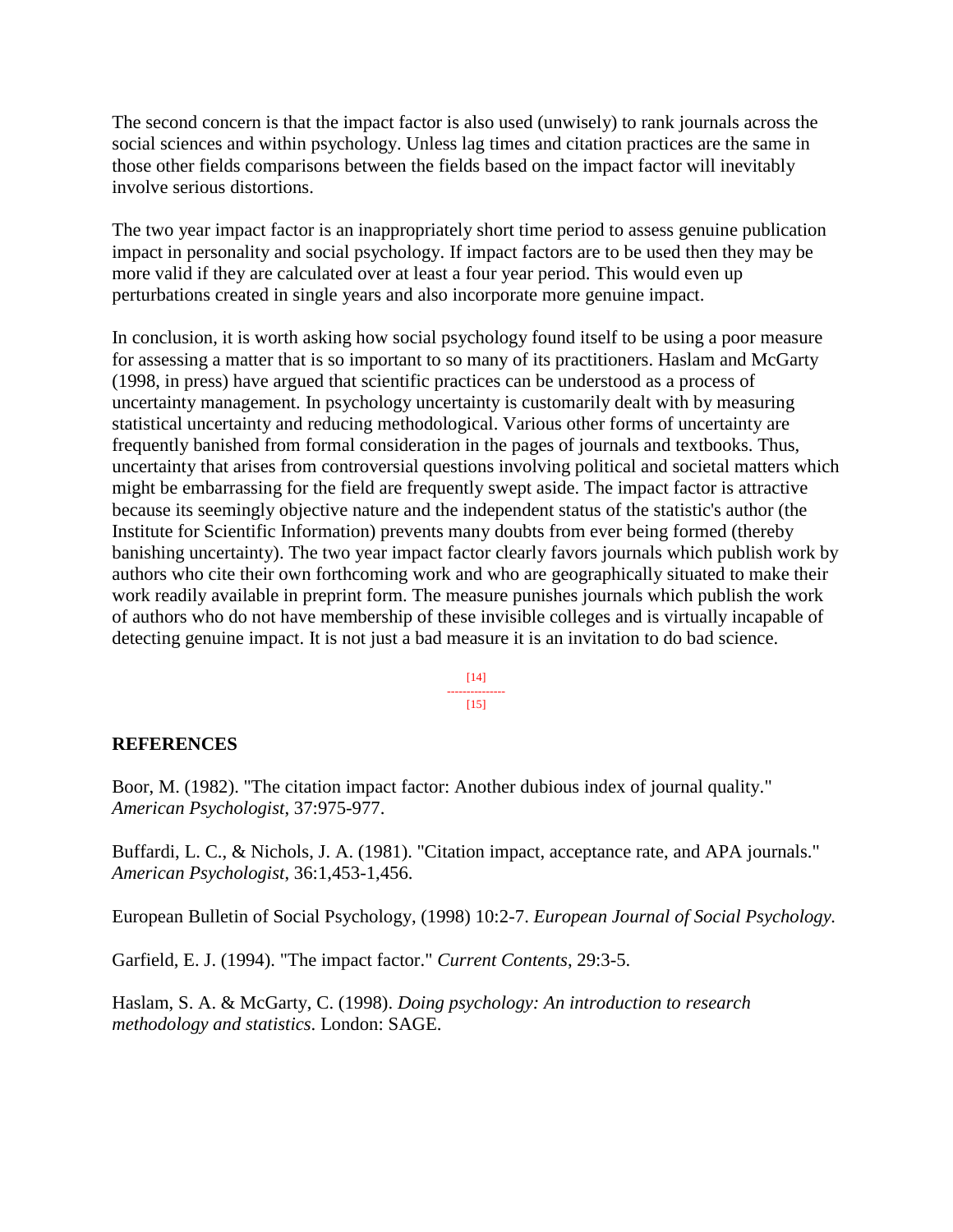The second concern is that the impact factor is also used (unwisely) to rank journals across the social sciences and within psychology. Unless lag times and citation practices are the same in those other fields comparisons between the fields based on the impact factor will inevitably involve serious distortions.

The two year impact factor is an inappropriately short time period to assess genuine publication impact in personality and social psychology. If impact factors are to be used then they may be more valid if they are calculated over at least a four year period. This would even up perturbations created in single years and also incorporate more genuine impact.

In conclusion, it is worth asking how social psychology found itself to be using a poor measure for assessing a matter that is so important to so many of its practitioners. Haslam and McGarty (1998, in press) have argued that scientific practices can be understood as a process of uncertainty management. In psychology uncertainty is customarily dealt with by measuring statistical uncertainty and reducing methodological. Various other forms of uncertainty are frequently banished from formal consideration in the pages of journals and textbooks. Thus, uncertainty that arises from controversial questions involving political and societal matters which might be embarrassing for the field are frequently swept aside. The impact factor is attractive because its seemingly objective nature and the independent status of the statistic's author (the Institute for Scientific Information) prevents many doubts from ever being formed (thereby banishing uncertainty). The two year impact factor clearly favors journals which publish work by authors who cite their own forthcoming work and who are geographically situated to make their work readily available in preprint form. The measure punishes journals which publish the work of authors who do not have membership of these invisible colleges and is virtually incapable of detecting genuine impact. It is not just a bad measure it is an invitation to do bad science.

[14]
---------------
[15]

## REFERENCES

Boor, M. (1982). "The citation impact factor: Another dubious index of journal quality." *American Psychologist*, 37:975-977.

Buffardi, L. C., & Nichols, J. A. (1981). "Citation impact, acceptance rate, and APA journals." *American Psychologist*, 36:1,453-1,456.

European Bulletin of Social Psychology, (1998) 10:2-7. *European Journal of Social Psychology.*

Garfield, E. J. (1994). "The impact factor." *Current Contents*, 29:3-5.

Haslam, S. A. & McGarty, C. (1998). *Doing psychology: An introduction to research methodology and statistics*. London: SAGE.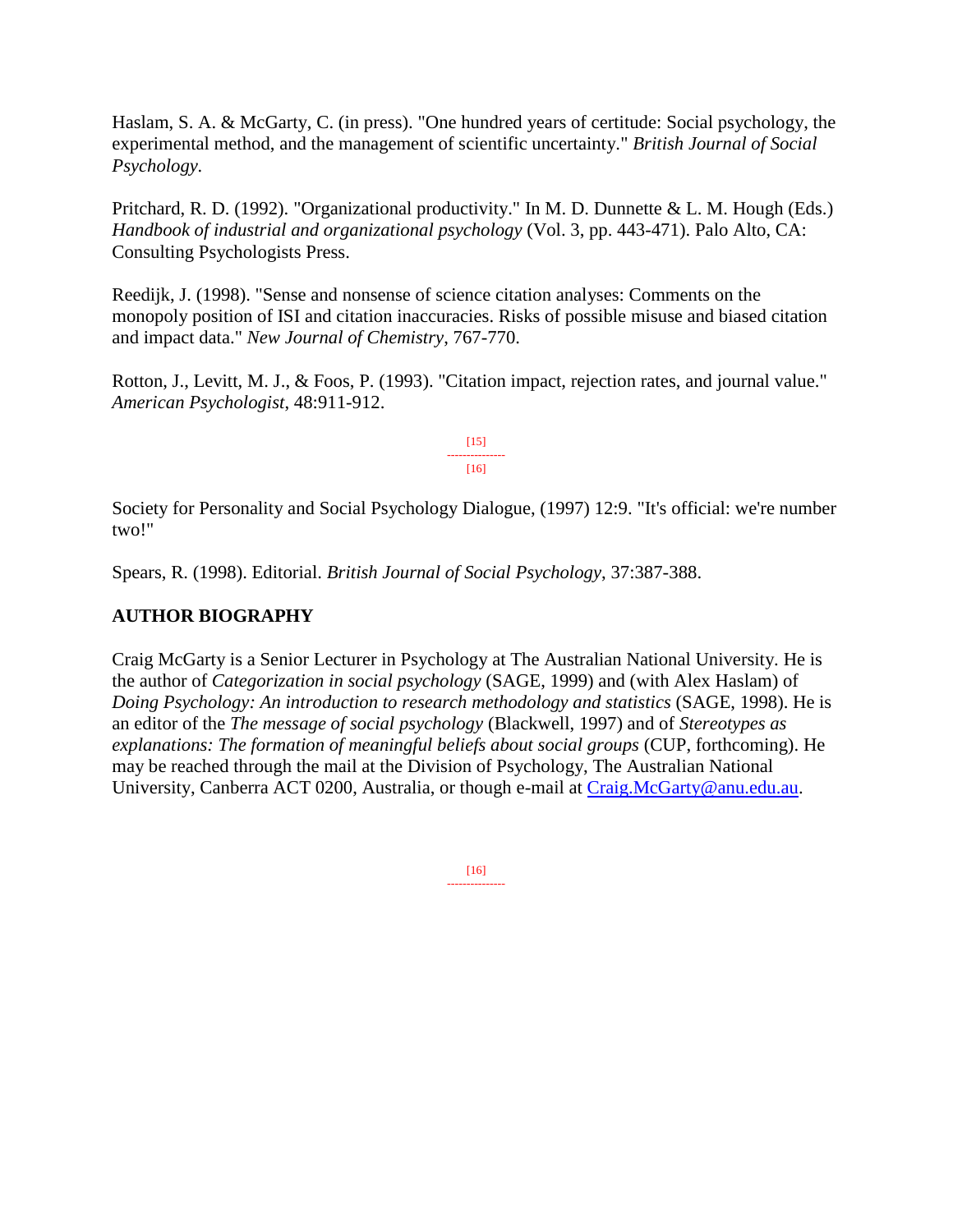Haslam, S. A. & McGarty, C. (in press). "One hundred years of certitude: Social psychology, the experimental method, and the management of scientific uncertainty." *British Journal of Social Psychology*.

Pritchard, R. D. (1992). "Organizational productivity." In M. D. Dunnette & L. M. Hough (Eds.) *Handbook of industrial and organizational psychology* (Vol. 3, pp. 443-471). Palo Alto, CA: Consulting Psychologists Press.

Reedijk, J. (1998). "Sense and nonsense of science citation analyses: Comments on the monopoly position of ISI and citation inaccuracies. Risks of possible misuse and biased citation and impact data." *New Journal of Chemistry*, 767-770.

Rotton, J., Levitt, M. J., & Foos, P. (1993). "Citation impact, rejection rates, and journal value." *American Psychologist*, 48:911-912.

Society for Personality and Social Psychology Dialogue, (1997) 12:9. "It's official: we're number two!"

Spears, R. (1998). Editorial. *British Journal of Social Psychology*, 37:387-388.

**AUTHOR BIOGRAPHY**

Craig McGarty is a Senior Lecturer in Psychology at The Australian National University. He is the author of *Categorization in social psychology* (SAGE, 1999) and (with Alex Haslam) of *Doing Psychology: An introduction to research methodology and statistics* (SAGE, 1998). He is an editor of the *The message of social psychology* (Blackwell, 1997) and of *Stereotypes as explanations: The formation of meaningful beliefs about social groups* (CUP, forthcoming). He may be reached through the mail at the Division of Psychology, The Australian National University, Canberra ACT 0200, Australia, or though e-mail at Craig.McGarty@anu.edu.au.